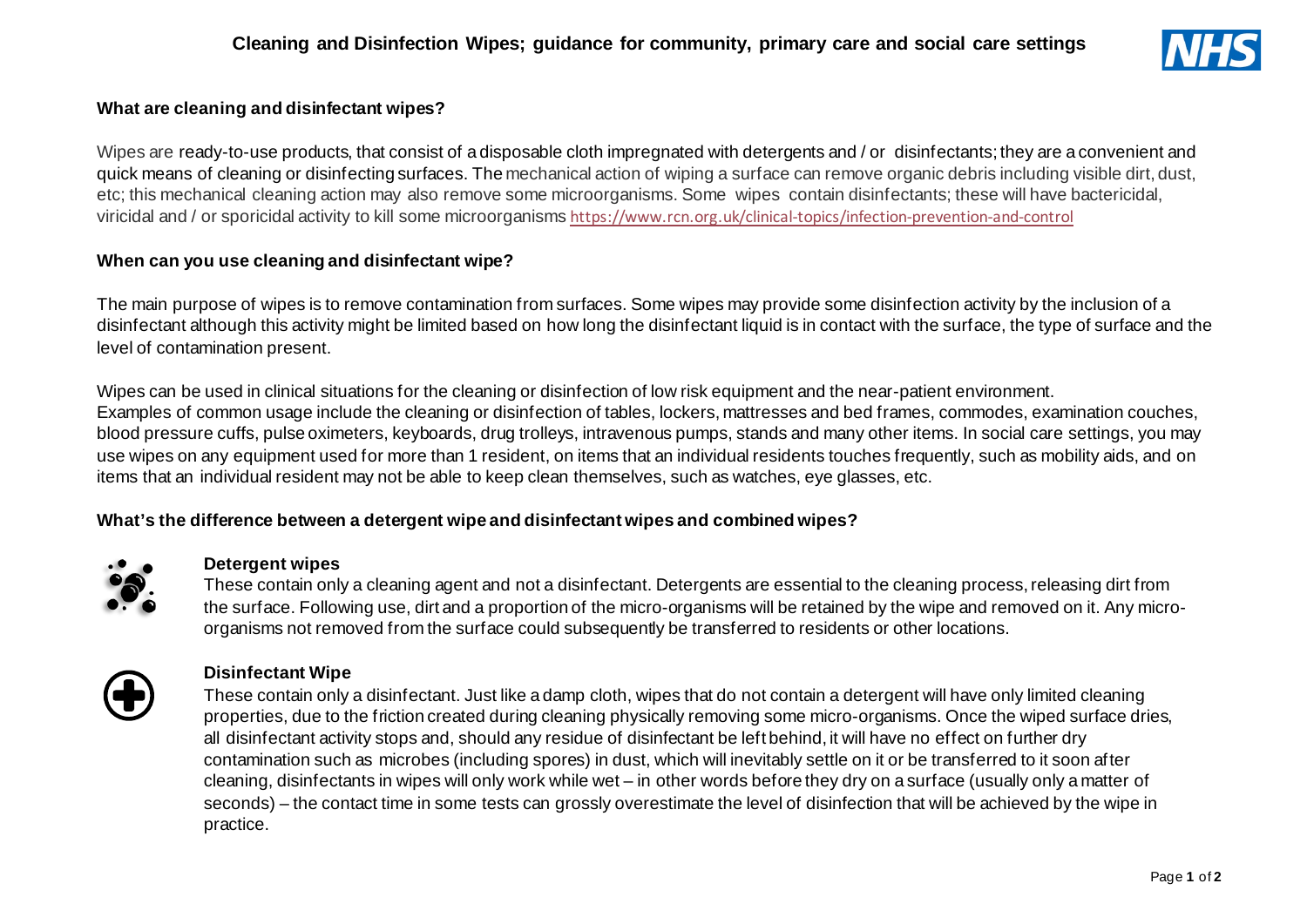# Cleaning and Disinfection Wipes; guidance for community, primary care and social care settings

### What are cleaning and disinfectant wipes?

Wipes are ready-to-use products, that consist of a disposable cloth impregnated with detergents and / or disinfectants; they are a convenient and quick means of cleaning or disinfecting surfaces. The mechanical action of wiping a surface can remove organic debris including visible dirt, dust, etc; this mechanical cleaning action may also remove some microorganisms. Some wipes contain disinfectants; these will have bactericidal, viricidal and / or sporicidal activity to kill some microorganisms https://www.rcn.org.uk/clinical-topics/infection-prevention-and-control

### When can you use cleaning and disinfectant wipe?

The main purpose of wipes is to remove contamination from surfaces. Some wipes may provide some disinfection activity by the inclusion of a disinfectant although this activity might be limited based on how long the disinfectant liquid is in contact with the surface, the type of surface and the level of contamination present.

Wipes can be used in clinical situations for the cleaning or disinfection of low risk equipment and the near-patient environment. Examples of common usage include the cleaning or disinfection of tables, lockers, mattresses and bed frames, commodes, examination couches, blood pressure cuffs, pulse oximeters, keyboards, drug trolleys, intravenous pumps, stands and many other items. In social care settings, you may use wipes on any equipment used for more than 1 resident, on items that an individual residents touches frequently, such as mobility aids, and on items that an individual resident may not be able to keep clean themselves, such as watches, eye glasses, etc.

### What's the difference between a detergent wipe and disinfectant wipes and combined wipes?

#### Detergent wipes

These contain only a cleaning agent and not a disinfectant. Detergents are essential to the cleaning process, releasing dirt from the surface. Following use, dirt and a proportion of the micro-organisms will be retained by the wipe and removed on it. Any micro-organisms not removed from the surface could subsequently be transferred to residents or other locations.

#### Disinfectant Wipe

These contain only a disinfectant. Just like a damp cloth, wipes that do not contain a detergent will have only limited cleaning properties, due to the friction created during cleaning physically removing some micro-organisms. Once the wiped surface dries, all disinfectant activity stops and, should any residue of disinfectant be left behind, it will have no effect on further dry contamination such as microbes (including spores) in dust, which will inevitably settle on it or be transferred to it soon after cleaning, disinfectants in wipes will only work while wet – in other words before they dry on a surface (usually only a matter of seconds) – the contact time in some tests can grossly overestimate the level of disinfection that will be achieved by the wipe in practice.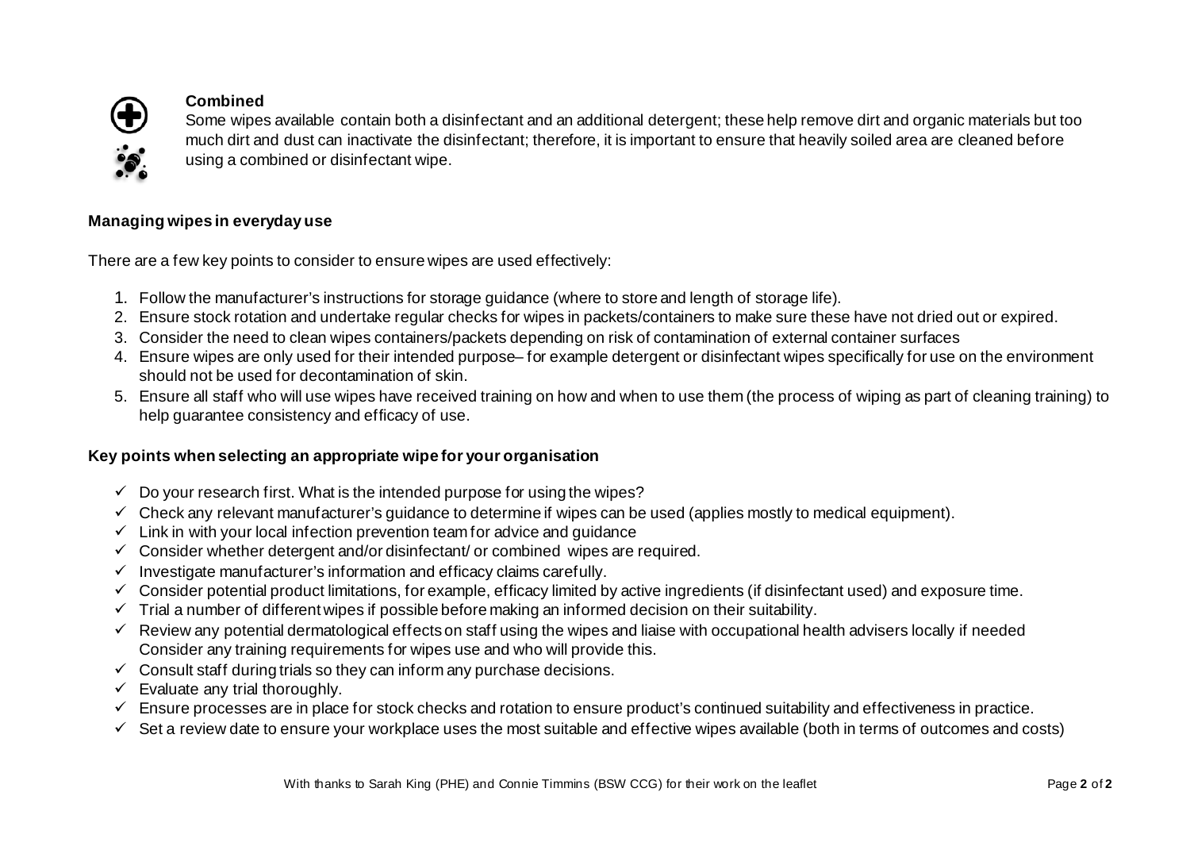**Combined**

Some wipes available contain both a disinfectant and an additional detergent; these help remove dirt and organic materials but too much dirt and dust can inactivate the disinfectant; therefore, it is important to ensure that heavily soiled area are cleaned before using a combined or disinfectant wipe.

**Managing wipes in everyday use**

There are a few key points to consider to ensure wipes are used effectively:

1. Follow the manufacturer's instructions for storage guidance (where to store and length of storage life).
2. Ensure stock rotation and undertake regular checks for wipes in packets/containers to make sure these have not dried out or expired.
3. Consider the need to clean wipes containers/packets depending on risk of contamination of external container surfaces
4. Ensure wipes are only used for their intended purpose– for example detergent or disinfectant wipes specifically for use on the environment should not be used for decontamination of skin.
5. Ensure all staff who will use wipes have received training on how and when to use them (the process of wiping as part of cleaning training) to help guarantee consistency and efficacy of use.

**Key points when selecting an appropriate wipe for your organisation**

- ✓ Do your research first. What is the intended purpose for using the wipes?
- ✓ Check any relevant manufacturer's guidance to determine if wipes can be used (applies mostly to medical equipment).
- ✓ Link in with your local infection prevention team for advice and guidance
- ✓ Consider whether detergent and/or disinfectant/ or combined wipes are required.
- ✓ Investigate manufacturer's information and efficacy claims carefully.
- ✓ Consider potential product limitations, for example, efficacy limited by active ingredients (if disinfectant used) and exposure time.
- ✓ Trial a number of different wipes if possible before making an informed decision on their suitability.
- ✓ Review any potential dermatological effects on staff using the wipes and liaise with occupational health advisers locally if needed Consider any training requirements for wipes use and who will provide this.
- ✓ Consult staff during trials so they can inform any purchase decisions.
- ✓ Evaluate any trial thoroughly.
- ✓ Ensure processes are in place for stock checks and rotation to ensure product's continued suitability and effectiveness in practice.
- ✓ Set a review date to ensure your workplace uses the most suitable and effective wipes available (both in terms of outcomes and costs)

With thanks to Sarah King (PHE) and Connie Timmins (BSW CCG) for their work on the leaflet